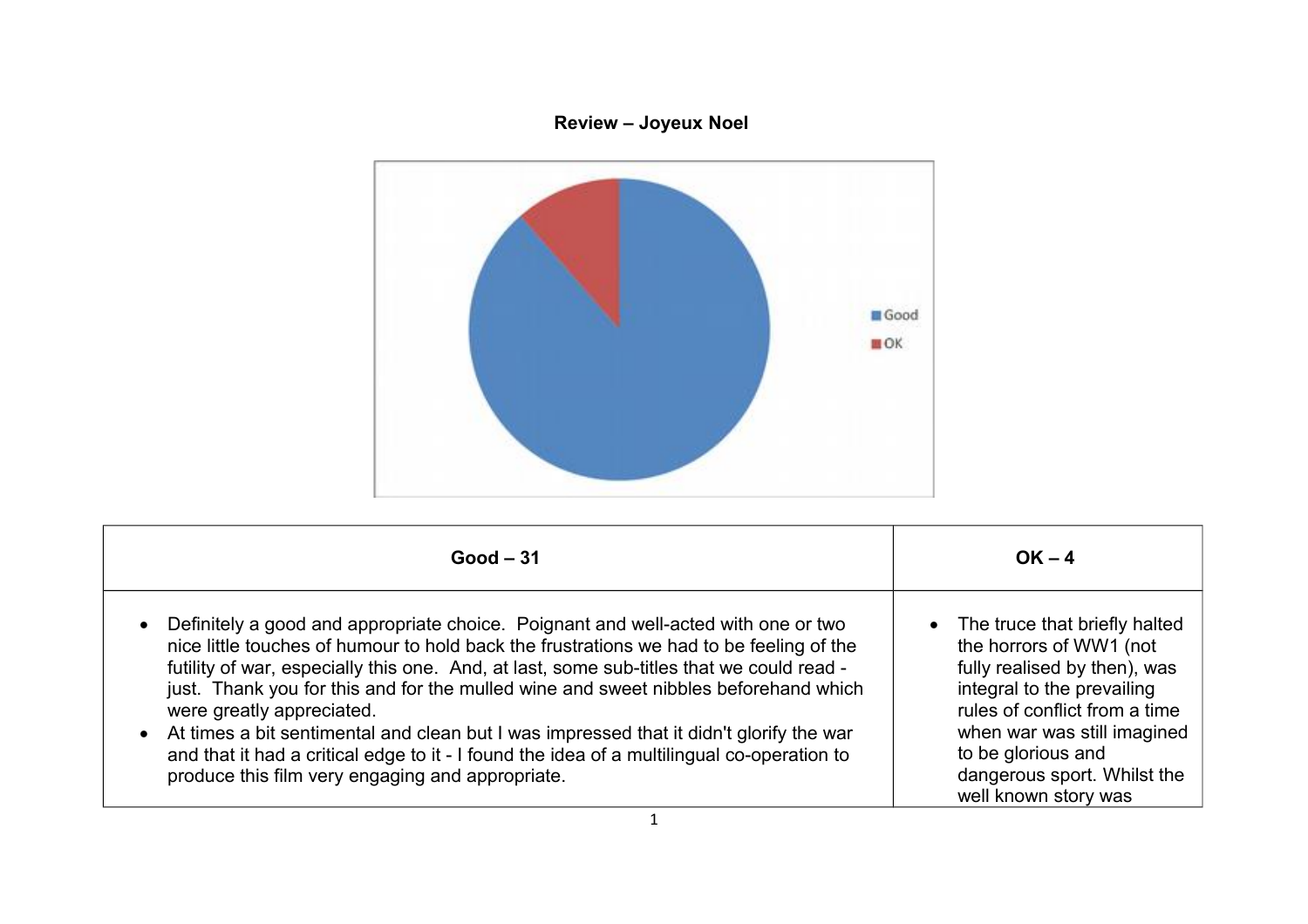**Review – Joyeux Noel**

Good

OK

| Good – 31 | OK – 4 |
|---|---|
| • Definitely a good and appropriate choice. Poignant and well-acted with one or two nice little touches of humour to hold back the frustrations we had to be feeling of the futility of war, especially this one. And, at last, some sub-titles that we could read - just. Thank you for this and for the mulled wine and sweet nibbles beforehand which were greatly appreciated.<br>• At times a bit sentimental and clean but I was impressed that it didn't glorify the war and that it had a critical edge to it - I found the idea of a multilingual co-operation to produce this film very engaging and appropriate. | • The truce that briefly halted the horrors of WW1 (not fully realised by then), was integral to the prevailing rules of conflict from a time when war was still imagined to be glorious and dangerous sport. Whilst the well known story was |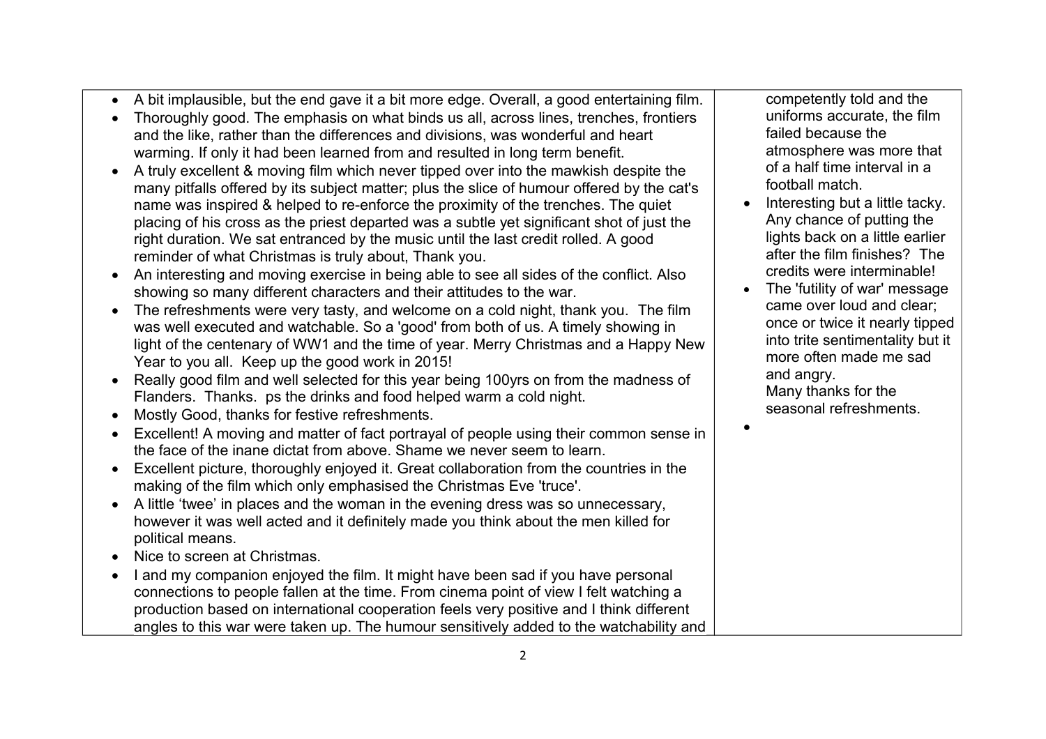| | |
|---|---|
| • A bit implausible, but the end gave it a bit more edge. Overall, a good entertaining film.<br>• Thoroughly good. The emphasis on what binds us all, across lines, trenches, frontiers and the like, rather than the differences and divisions, was wonderful and heart warming. If only it had been learned from and resulted in long term benefit.<br>• A truly excellent & moving film which never tipped over into the mawkish despite the many pitfalls offered by its subject matter; plus the slice of humour offered by the cat's name was inspired & helped to re-enforce the proximity of the trenches. The quiet placing of his cross as the priest departed was a subtle yet significant shot of just the right duration. We sat entranced by the music until the last credit rolled. A good reminder of what Christmas is truly about, Thank you.<br>• An interesting and moving exercise in being able to see all sides of the conflict. Also showing so many different characters and their attitudes to the war.<br>• The refreshments were very tasty, and welcome on a cold night, thank you. The film was well executed and watchable. So a 'good' from both of us. A timely showing in light of the centenary of WW1 and the time of year. Merry Christmas and a Happy New Year to you all. Keep up the good work in 2015!<br>• Really good film and well selected for this year being 100yrs on from the madness of Flanders. Thanks. ps the drinks and food helped warm a cold night.<br>• Mostly Good, thanks for festive refreshments.<br>• Excellent! A moving and matter of fact portrayal of people using their common sense in the face of the inane dictat from above. Shame we never seem to learn.<br>• Excellent picture, thoroughly enjoyed it. Great collaboration from the countries in the making of the film which only emphasised the Christmas Eve 'truce'.<br>• A little 'twee' in places and the woman in the evening dress was so unnecessary, however it was well acted and it definitely made you think about the men killed for political means.<br>• Nice to screen at Christmas.<br>• I and my companion enjoyed the film. It might have been sad if you have personal connections to people fallen at the time. From cinema point of view I felt watching a production based on international cooperation feels very positive and I think different angles to this war were taken up. The humour sensitively added to the watchability and | competently told and the uniforms accurate, the film failed because the atmosphere was more that of a half time interval in a football match.<br>• Interesting but a little tacky. Any chance of putting the lights back on a little earlier after the film finishes? The credits were interminable!<br>• The 'futility of war' message came over loud and clear; once or twice it nearly tipped into trite sentimentality but it more often made me sad and angry.<br>Many thanks for the seasonal refreshments.<br>• |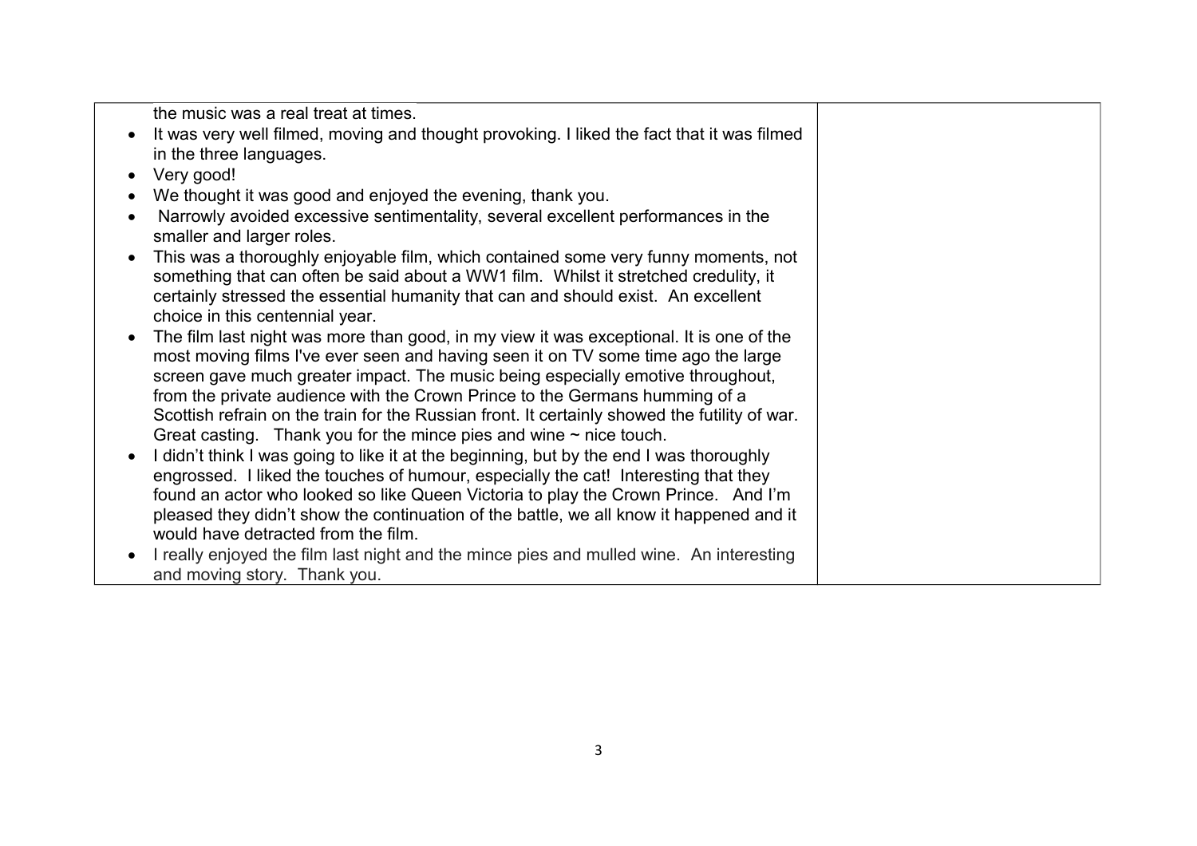| | |
|---|---|
| the music was a real treat at times.<br>• It was very well filmed, moving and thought provoking. I liked the fact that it was filmed in the three languages.<br>• Very good!<br>• We thought it was good and enjoyed the evening, thank you.<br>• Narrowly avoided excessive sentimentality, several excellent performances in the smaller and larger roles.<br>• This was a thoroughly enjoyable film, which contained some very funny moments, not something that can often be said about a WW1 film. Whilst it stretched credulity, it certainly stressed the essential humanity that can and should exist. An excellent choice in this centennial year.<br>• The film last night was more than good, in my view it was exceptional. It is one of the most moving films I've ever seen and having seen it on TV some time ago the large screen gave much greater impact. The music being especially emotive throughout, from the private audience with the Crown Prince to the Germans humming of a Scottish refrain on the train for the Russian front. It certainly showed the futility of war. Great casting. Thank you for the mince pies and wine ~ nice touch.<br>• I didn't think I was going to like it at the beginning, but by the end I was thoroughly engrossed. I liked the touches of humour, especially the cat! Interesting that they found an actor who looked so like Queen Victoria to play the Crown Prince. And I'm pleased they didn't show the continuation of the battle, we all know it happened and it would have detracted from the film.<br>• I really enjoyed the film last night and the mince pies and mulled wine. An interesting and moving story. Thank you. | |